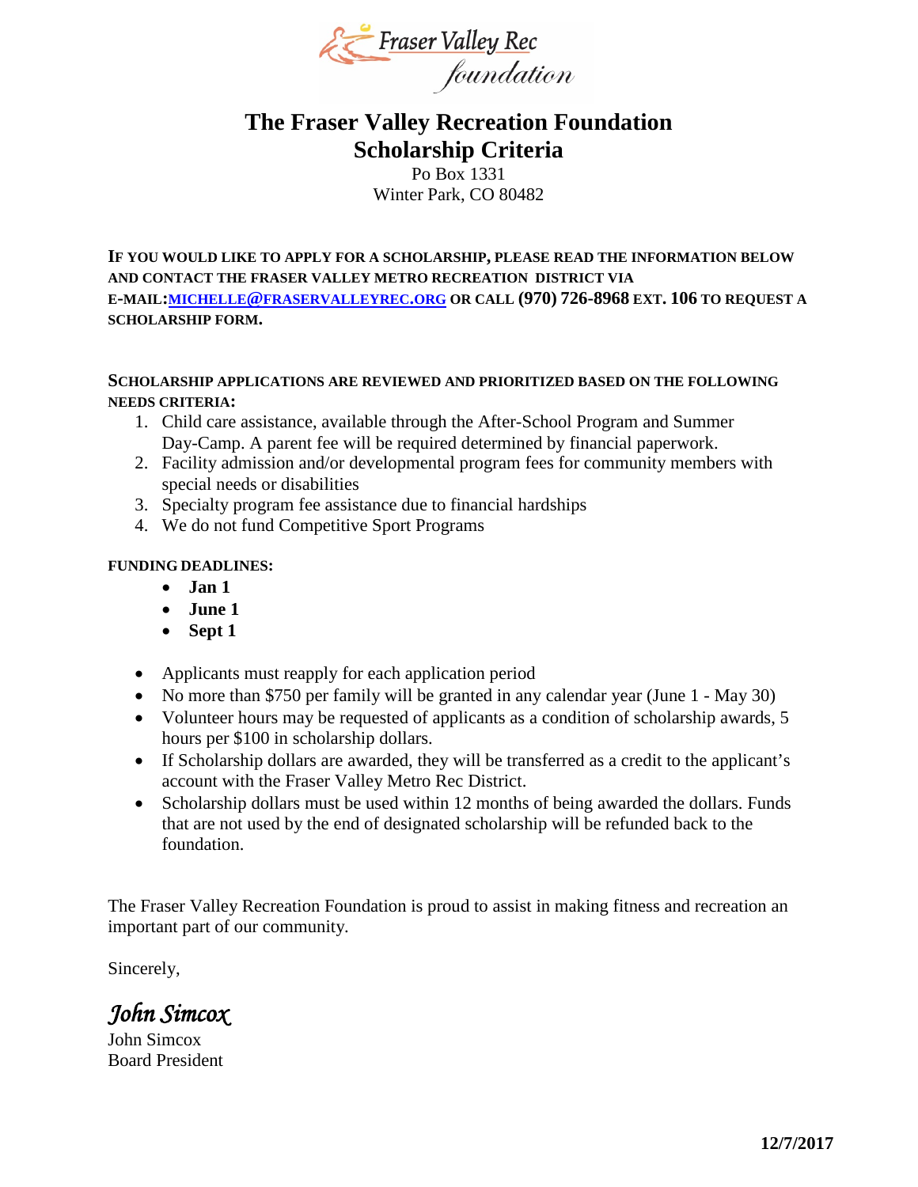Fraser Valley Rec foundation

# The Fraser Valley Recreation Foundation
# Scholarship Criteria

Po Box 1331
Winter Park, CO 80482

**IF YOU WOULD LIKE TO APPLY FOR A SCHOLARSHIP, PLEASE READ THE INFORMATION BELOW AND CONTACT THE FRASER VALLEY METRO RECREATION DISTRICT VIA E-MAIL:MICHELLE@FRASERVALLEYREC.ORG OR CALL (970) 726-8968 EXT. 106 TO REQUEST A SCHOLARSHIP FORM.**

**SCHOLARSHIP APPLICATIONS ARE REVIEWED AND PRIORITIZED BASED ON THE FOLLOWING NEEDS CRITERIA:**

1. Child care assistance, available through the After-School Program and Summer Day-Camp. A parent fee will be required determined by financial paperwork.
2. Facility admission and/or developmental program fees for community members with special needs or disabilities
3. Specialty program fee assistance due to financial hardships
4. We do not fund Competitive Sport Programs

**FUNDING DEADLINES:**

- **Jan 1**
- **June 1**
- **Sept 1**

- Applicants must reapply for each application period
- No more than $750 per family will be granted in any calendar year (June 1 - May 30)
- Volunteer hours may be requested of applicants as a condition of scholarship awards, 5 hours per $100 in scholarship dollars.
- If Scholarship dollars are awarded, they will be transferred as a credit to the applicant's account with the Fraser Valley Metro Rec District.
- Scholarship dollars must be used within 12 months of being awarded the dollars. Funds that are not used by the end of designated scholarship will be refunded back to the foundation.

The Fraser Valley Recreation Foundation is proud to assist in making fitness and recreation an important part of our community.

Sincerely,

*John Simcox*

John Simcox
Board President

**12/7/2017**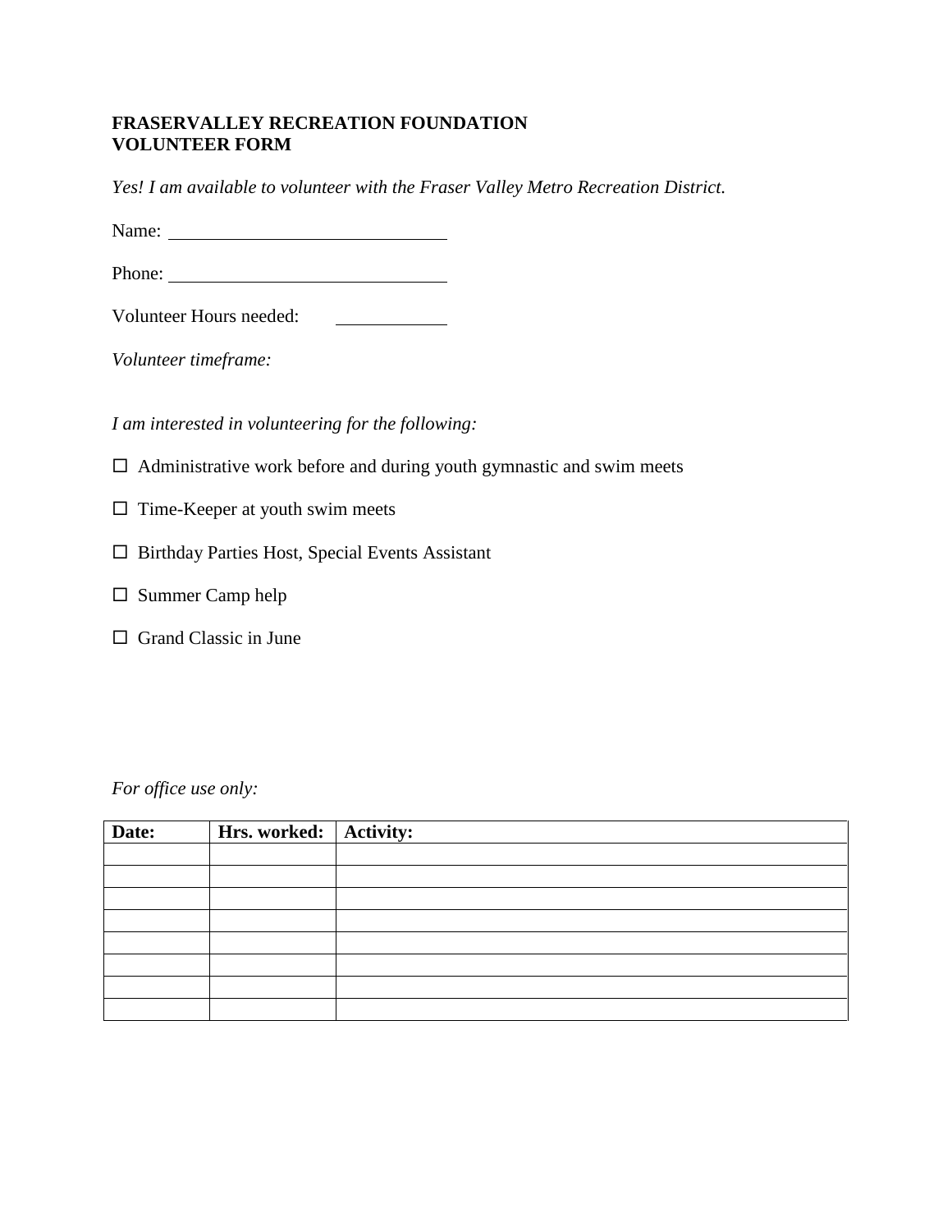**FRASERVALLEY RECREATION FOUNDATION**
**VOLUNTEER FORM**

*Yes! I am available to volunteer with the Fraser Valley Metro Recreation District.*

Name: ______________________________

Phone: ______________________________

Volunteer Hours needed: ____________

*Volunteer timeframe:*

*I am interested in volunteering for the following:*

☐ Administrative work before and during youth gymnastic and swim meets

☐ Time-Keeper at youth swim meets

☐ Birthday Parties Host, Special Events Assistant

☐ Summer Camp help

☐ Grand Classic in June

*For office use only:*

| **Date:** | **Hrs. worked:** | **Activity:** |
|---|---|---|
| | | |
| | | |
| | | |
| | | |
| | | |
| | | |
| | | |
| | | |